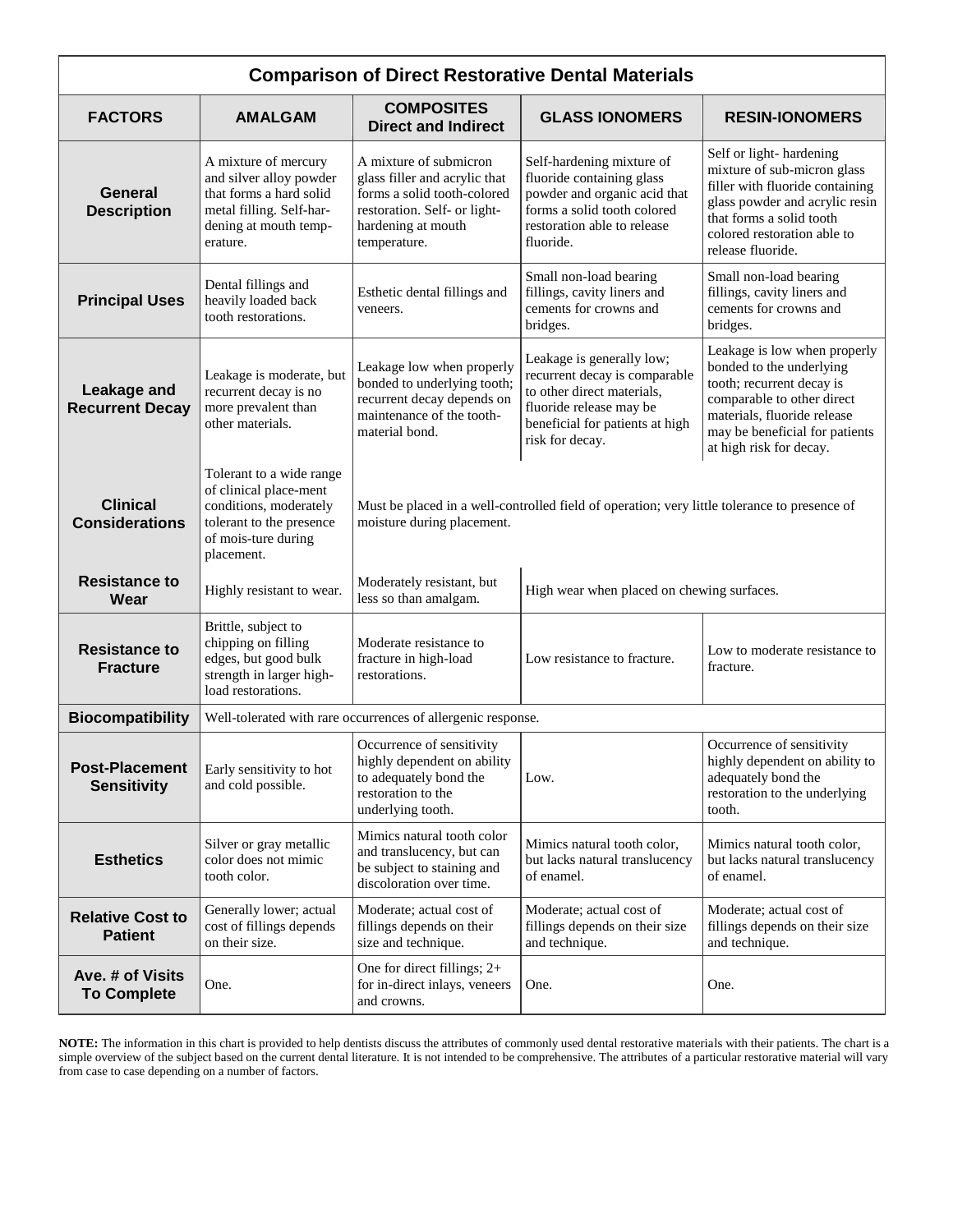# Comparison of Direct Restorative Dental Materials

| FACTORS | AMALGAM | COMPOSITES Direct and Indirect | GLASS IONOMERS | RESIN-IONOMERS |
|---|---|---|---|---|
| **General Description** | A mixture of mercury and silver alloy powder that forms a hard solid metal filling. Self-hardening at mouth temperature. | A mixture of submicron glass filler and acrylic that forms a solid tooth-colored restoration. Self- or light-hardening at mouth temperature. | Self-hardening mixture of fluoride containing glass powder and organic acid that forms a solid tooth colored restoration able to release fluoride. | Self or light- hardening mixture of sub-micron glass filler with fluoride containing glass powder and acrylic resin that forms a solid tooth colored restoration able to release fluoride. |
| **Principal Uses** | Dental fillings and heavily loaded back tooth restorations. | Esthetic dental fillings and veneers. | Small non-load bearing fillings, cavity liners and cements for crowns and bridges. | Small non-load bearing fillings, cavity liners and cements for crowns and bridges. |
| **Leakage and Recurrent Decay** | Leakage is moderate, but recurrent decay is no more prevalent than other materials. | Leakage low when properly bonded to underlying tooth; recurrent decay depends on maintenance of the tooth-material bond. | Leakage is generally low; recurrent decay is comparable to other direct materials, fluoride release may be beneficial for patients at high risk for decay. | Leakage is low when properly bonded to the underlying tooth; recurrent decay is comparable to other direct materials, fluoride release may be beneficial for patients at high risk for decay. |
| **Clinical Considerations** | Tolerant to a wide range of clinical place-ment conditions, moderately tolerant to the presence of mois-ture during placement. | Must be placed in a well-controlled field of operation; very little tolerance to presence of moisture during placement. | | |
| **Resistance to Wear** | Highly resistant to wear. | Moderately resistant, but less so than amalgam. | High wear when placed on chewing surfaces. | |
| **Resistance to Fracture** | Brittle, subject to chipping on filling edges, but good bulk strength in larger high-load restorations. | Moderate resistance to fracture in high-load restorations. | Low resistance to fracture. | Low to moderate resistance to fracture. |
| **Biocompatibility** | Well-tolerated with rare occurrences of allergenic response. | | | |
| **Post-Placement Sensitivity** | Early sensitivity to hot and cold possible. | Occurrence of sensitivity highly dependent on ability to adequately bond the restoration to the underlying tooth. | Low. | Occurrence of sensitivity highly dependent on ability to adequately bond the restoration to the underlying tooth. |
| **Esthetics** | Silver or gray metallic color does not mimic tooth color. | Mimics natural tooth color and translucency, but can be subject to staining and discoloration over time. | Mimics natural tooth color, but lacks natural translucency of enamel. | Mimics natural tooth color, but lacks natural translucency of enamel. |
| **Relative Cost to Patient** | Generally lower; actual cost of fillings depends on their size. | Moderate; actual cost of fillings depends on their size and technique. | Moderate; actual cost of fillings depends on their size and technique. | Moderate; actual cost of fillings depends on their size and technique. |
| **Ave. # of Visits To Complete** | One. | One for direct fillings; 2+ for in-direct inlays, veneers and crowns. | One. | One. |

**NOTE:** The information in this chart is provided to help dentists discuss the attributes of commonly used dental restorative materials with their patients. The chart is a simple overview of the subject based on the current dental literature. It is not intended to be comprehensive. The attributes of a particular restorative material will vary from case to case depending on a number of factors.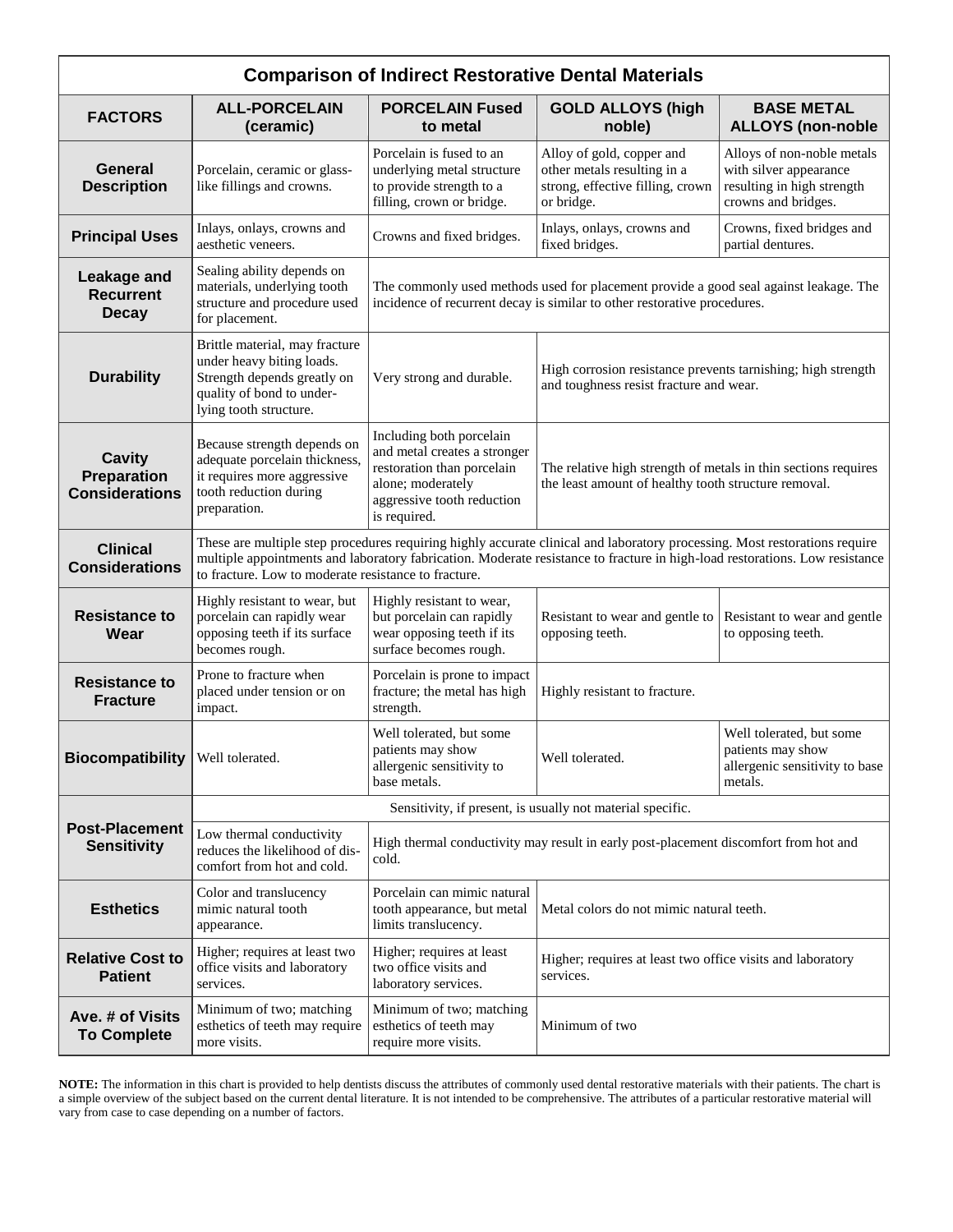## Comparison of Indirect Restorative Dental Materials

| FACTORS | ALL-PORCELAIN (ceramic) | PORCELAIN Fused to metal | GOLD ALLOYS (high noble) | BASE METAL ALLOYS (non-noble |
|---|---|---|---|---|
| **General Description** | Porcelain, ceramic or glass-like fillings and crowns. | Porcelain is fused to an underlying metal structure to provide strength to a filling, crown or bridge. | Alloy of gold, copper and other metals resulting in a strong, effective filling, crown or bridge. | Alloys of non-noble metals with silver appearance resulting in high strength crowns and bridges. |
| **Principal Uses** | Inlays, onlays, crowns and aesthetic veneers. | Crowns and fixed bridges. | Inlays, onlays, crowns and fixed bridges. | Crowns, fixed bridges and partial dentures. |
| **Leakage and Recurrent Decay** | Sealing ability depends on materials, underlying tooth structure and procedure used for placement. | The commonly used methods used for placement provide a good seal against leakage. The incidence of recurrent decay is similar to other restorative procedures. | | |
| **Durability** | Brittle material, may fracture under heavy biting loads. Strength depends greatly on quality of bond to under-lying tooth structure. | Very strong and durable. | High corrosion resistance prevents tarnishing; high strength and toughness resist fracture and wear. | |
| **Cavity Preparation Considerations** | Because strength depends on adequate porcelain thickness, it requires more aggressive tooth reduction during preparation. | Including both porcelain and metal creates a stronger restoration than porcelain alone; moderately aggressive tooth reduction is required. | The relative high strength of metals in thin sections requires the least amount of healthy tooth structure removal. | |
| **Clinical Considerations** | These are multiple step procedures requiring highly accurate clinical and laboratory processing. Most restorations require multiple appointments and laboratory fabrication. Moderate resistance to fracture in high-load restorations. Low resistance to fracture. Low to moderate resistance to fracture. | | | |
| **Resistance to Wear** | Highly resistant to wear, but porcelain can rapidly wear opposing teeth if its surface becomes rough. | Highly resistant to wear, but porcelain can rapidly wear opposing teeth if its surface becomes rough. | Resistant to wear and gentle to opposing teeth. | Resistant to wear and gentle to opposing teeth. |
| **Resistance to Fracture** | Prone to fracture when placed under tension or on impact. | Porcelain is prone to impact fracture; the metal has high strength. | Highly resistant to fracture. | |
| **Biocompatibility** | Well tolerated. | Well tolerated, but some patients may show allergenic sensitivity to base metals. | Well tolerated. | Well tolerated, but some patients may show allergenic sensitivity to base metals. |
| **Post-Placement Sensitivity** | Sensitivity, if present, is usually not material specific. | | | |
| | Low thermal conductivity reduces the likelihood of dis-comfort from hot and cold. | High thermal conductivity may result in early post-placement discomfort from hot and cold. | | |
| **Esthetics** | Color and translucency mimic natural tooth appearance. | Porcelain can mimic natural tooth appearance, but metal limits translucency. | Metal colors do not mimic natural teeth. | |
| **Relative Cost to Patient** | Higher; requires at least two office visits and laboratory services. | Higher; requires at least two office visits and laboratory services. | Higher; requires at least two office visits and laboratory services. | |
| **Ave. # of Visits To Complete** | Minimum of two; matching esthetics of teeth may require more visits. | Minimum of two; matching esthetics of teeth may require more visits. | Minimum of two | |

**NOTE:** The information in this chart is provided to help dentists discuss the attributes of commonly used dental restorative materials with their patients. The chart is a simple overview of the subject based on the current dental literature. It is not intended to be comprehensive. The attributes of a particular restorative material will vary from case to case depending on a number of factors.